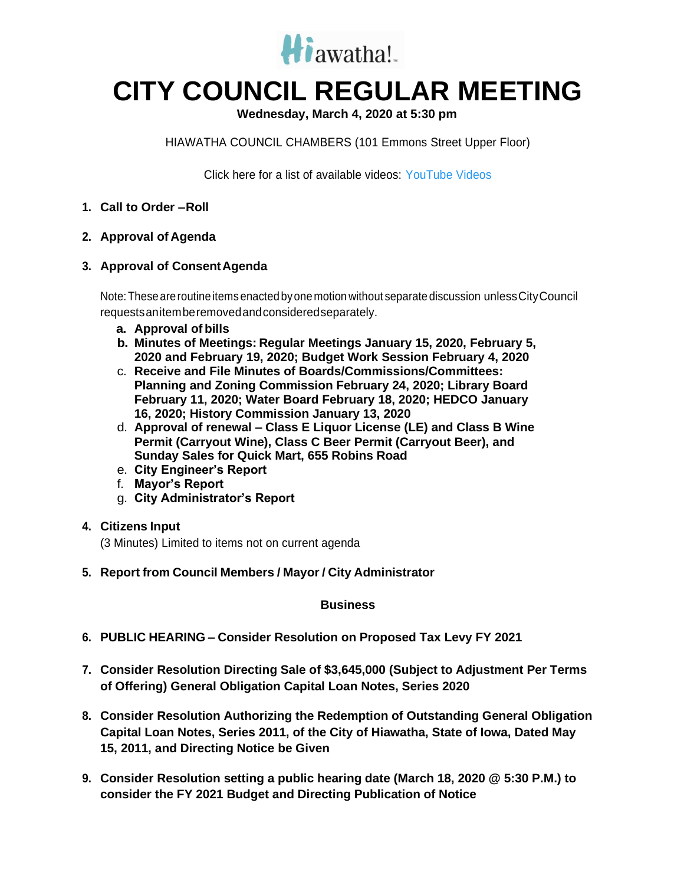Hiawatha!

# CITY COUNCIL REGULAR MEETING

**Wednesday, March 4, 2020 at 5:30 pm**

HIAWATHA COUNCIL CHAMBERS (101 Emmons Street Upper Floor)

Click here for a list of available videos: YouTube Videos

1. **Call to Order –Roll**

2. **Approval of Agenda**

3. **Approval of Consent Agenda**

   Note: These are routine items enacted by one motion without separate discussion unless City Council requests an item be removed and considered separately.

   a. **Approval of bills**
   b. **Minutes of Meetings: Regular Meetings January 15, 2020, February 5, 2020 and February 19, 2020; Budget Work Session February 4, 2020**
   c. **Receive and File Minutes of Boards/Commissions/Committees: Planning and Zoning Commission February 24, 2020; Library Board February 11, 2020; Water Board February 18, 2020; HEDCO January 16, 2020; History Commission January 13, 2020**
   d. **Approval of renewal – Class E Liquor License (LE) and Class B Wine Permit (Carryout Wine), Class C Beer Permit (Carryout Beer), and Sunday Sales for Quick Mart, 655 Robins Road**
   e. **City Engineer's Report**
   f. **Mayor's Report**
   g. **City Administrator's Report**

4. **Citizens Input**

   (3 Minutes) Limited to items not on current agenda

5. **Report from Council Members / Mayor / City Administrator**

**Business**

6. **PUBLIC HEARING – Consider Resolution on Proposed Tax Levy FY 2021**

7. **Consider Resolution Directing Sale of $3,645,000 (Subject to Adjustment Per Terms of Offering) General Obligation Capital Loan Notes, Series 2020**

8. **Consider Resolution Authorizing the Redemption of Outstanding General Obligation Capital Loan Notes, Series 2011, of the City of Hiawatha, State of Iowa, Dated May 15, 2011, and Directing Notice be Given**

9. **Consider Resolution setting a public hearing date (March 18, 2020 @ 5:30 P.M.) to consider the FY 2021 Budget and Directing Publication of Notice**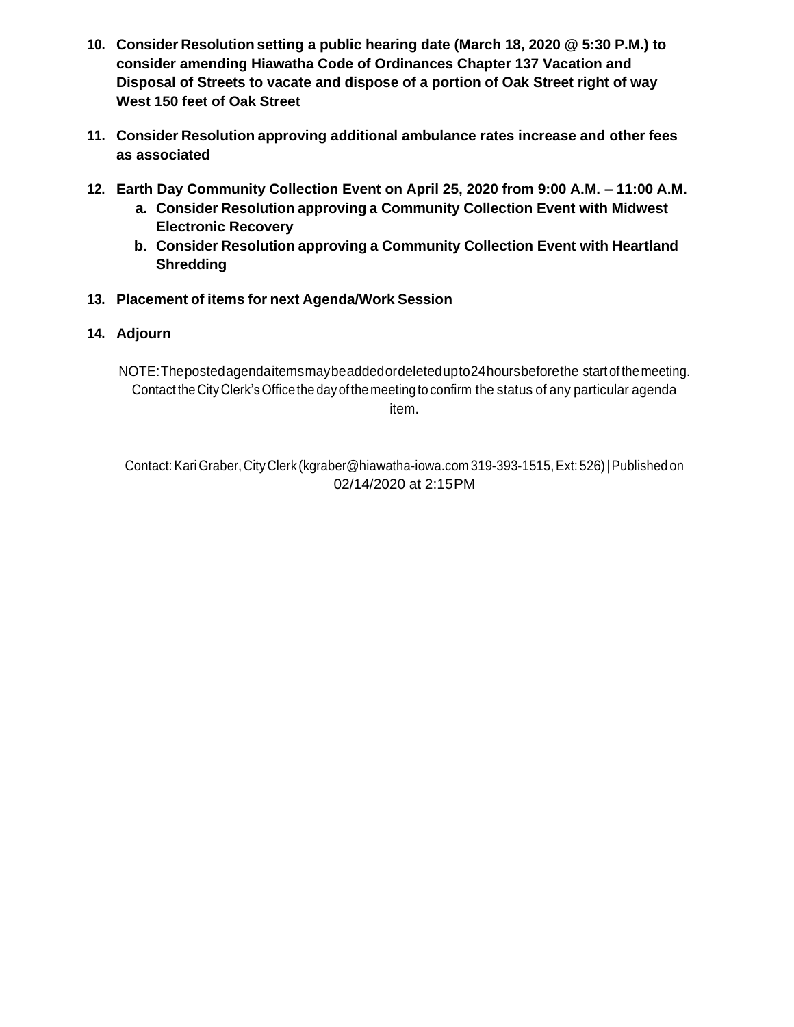10. **Consider Resolution setting a public hearing date (March 18, 2020 @ 5:30 P.M.) to consider amending Hiawatha Code of Ordinances Chapter 137 Vacation and Disposal of Streets to vacate and dispose of a portion of Oak Street right of way West 150 feet of Oak Street**

11. **Consider Resolution approving additional ambulance rates increase and other fees as associated**

12. **Earth Day Community Collection Event on April 25, 2020 from 9:00 A.M. – 11:00 A.M.**
    a. **Consider Resolution approving a Community Collection Event with Midwest Electronic Recovery**
    b. **Consider Resolution approving a Community Collection Event with Heartland Shredding**

13. **Placement of items for next Agenda/Work Session**

14. **Adjourn**

NOTE: The posted agenda items may be added or deleted up to 24 hours before the start of the meeting. Contact the City Clerk's Office the day of the meeting to confirm the status of any particular agenda item.

Contact: Kari Graber, City Clerk (kgraber@hiawatha-iowa.com 319-393-1515, Ext: 526) | Published on 02/14/2020 at 2:15PM